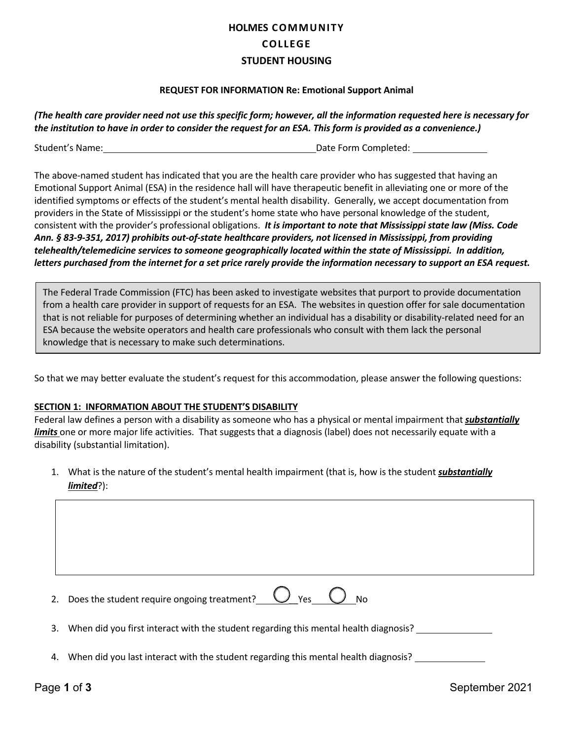**HOLMES COMMUNITY COLLEGE**

**STUDENT HOUSING**

**REQUEST FOR INFORMATION Re: Emotional Support Animal**

***(The health care provider need not use this specific form; however, all the information requested here is necessary for the institution to have in order to consider the request for an ESA. This form is provided as a convenience.)***

Student's Name: ___________________________________________ Date Form Completed: _______________

The above-named student has indicated that you are the health care provider who has suggested that having an Emotional Support Animal (ESA) in the residence hall will have therapeutic benefit in alleviating one or more of the identified symptoms or effects of the student's mental health disability. Generally, we accept documentation from providers in the State of Mississippi or the student's home state who have personal knowledge of the student, consistent with the provider's professional obligations. ***It is important to note that Mississippi state law (Miss. Code Ann. § 83-9-351, 2017) prohibits out-of-state healthcare providers, not licensed in Mississippi, from providing telehealth/telemedicine services to someone geographically located within the state of Mississippi. In addition, letters purchased from the internet for a set price rarely provide the information necessary to support an ESA request.***

> The Federal Trade Commission (FTC) has been asked to investigate websites that purport to provide documentation from a health care provider in support of requests for an ESA. The websites in question offer for sale documentation that is not reliable for purposes of determining whether an individual has a disability or disability-related need for an ESA because the website operators and health care professionals who consult with them lack the personal knowledge that is necessary to make such determinations.

So that we may better evaluate the student's request for this accommodation, please answer the following questions:

**SECTION 1: INFORMATION ABOUT THE STUDENT'S DISABILITY**

Federal law defines a person with a disability as someone who has a physical or mental impairment that ***substantially limits*** one or more major life activities. That suggests that a diagnosis (label) does not necessarily equate with a disability (substantial limitation).

1. What is the nature of the student's mental health impairment (that is, how is the student ***substantially limited***?):

   ______________________________________________________________________

2. Does the student require ongoing treatment? ◯ Yes ◯ No

3. When did you first interact with the student regarding this mental health diagnosis? _______________

4. When did you last interact with the student regarding this mental health diagnosis? _______________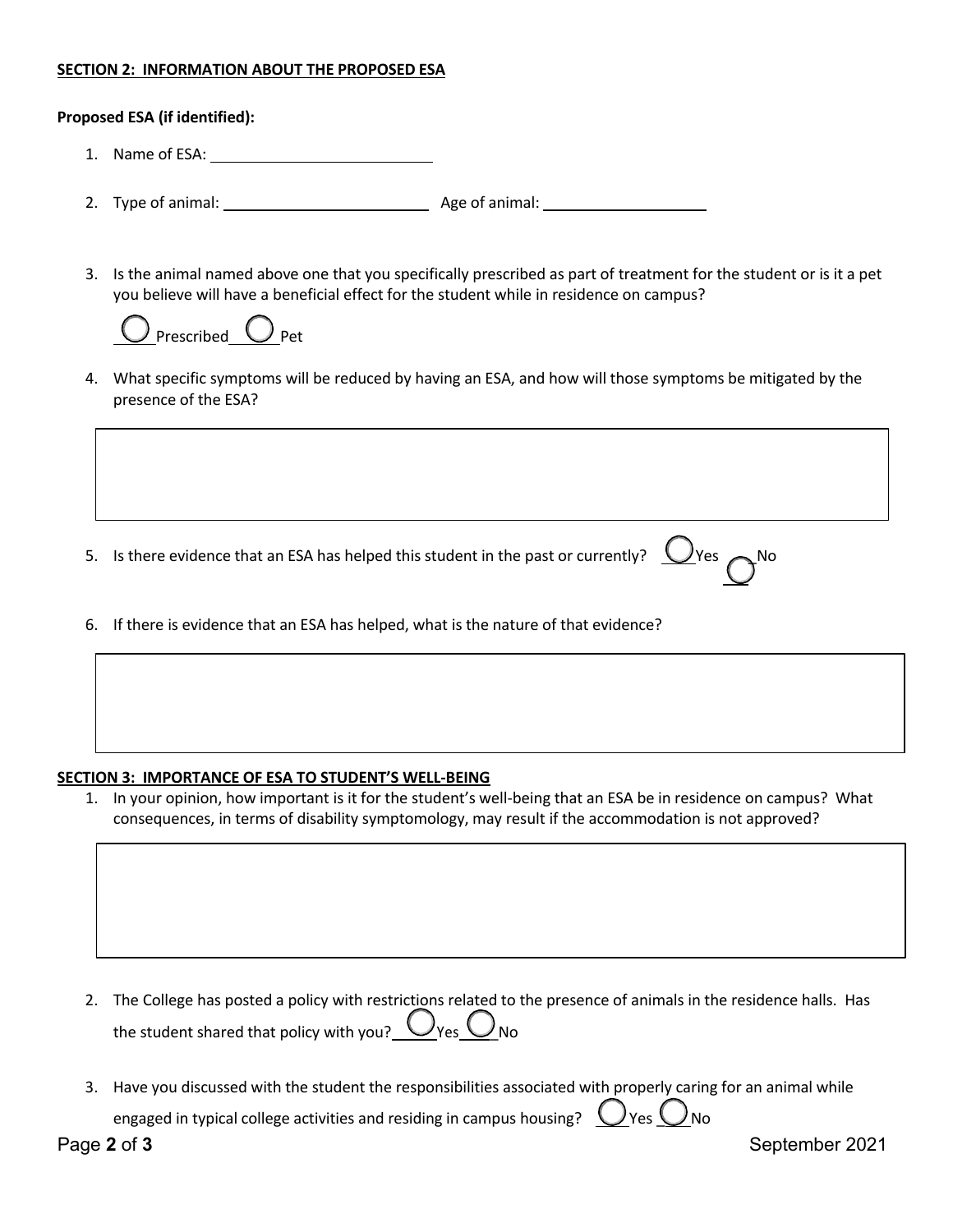**SECTION 2: INFORMATION ABOUT THE PROPOSED ESA**

**Proposed ESA (if identified):**

1. Name of ESA: ______________________________

2. Type of animal: ____________________________ Age of animal: ______________________

3. Is the animal named above one that you specifically prescribed as part of treatment for the student or is it a pet you believe will have a beneficial effect for the student while in residence on campus?

   ◯ Prescribed ◯ Pet

4. What specific symptoms will be reduced by having an ESA, and how will those symptoms be mitigated by the presence of the ESA?

   ______________________________________________________________________________

5. Is there evidence that an ESA has helped this student in the past or currently? ◯ Yes ◯ No

6. If there is evidence that an ESA has helped, what is the nature of that evidence?

   ______________________________________________________________________________

**SECTION 3: IMPORTANCE OF ESA TO STUDENT'S WELL-BEING**

1. In your opinion, how important is it for the student's well-being that an ESA be in residence on campus? What consequences, in terms of disability symptomology, may result if the accommodation is not approved?

   ______________________________________________________________________________

2. The College has posted a policy with restrictions related to the presence of animals in the residence halls. Has the student shared that policy with you? ◯ Yes ◯ No

3. Have you discussed with the student the responsibilities associated with properly caring for an animal while engaged in typical college activities and residing in campus housing? ◯ Yes ◯ No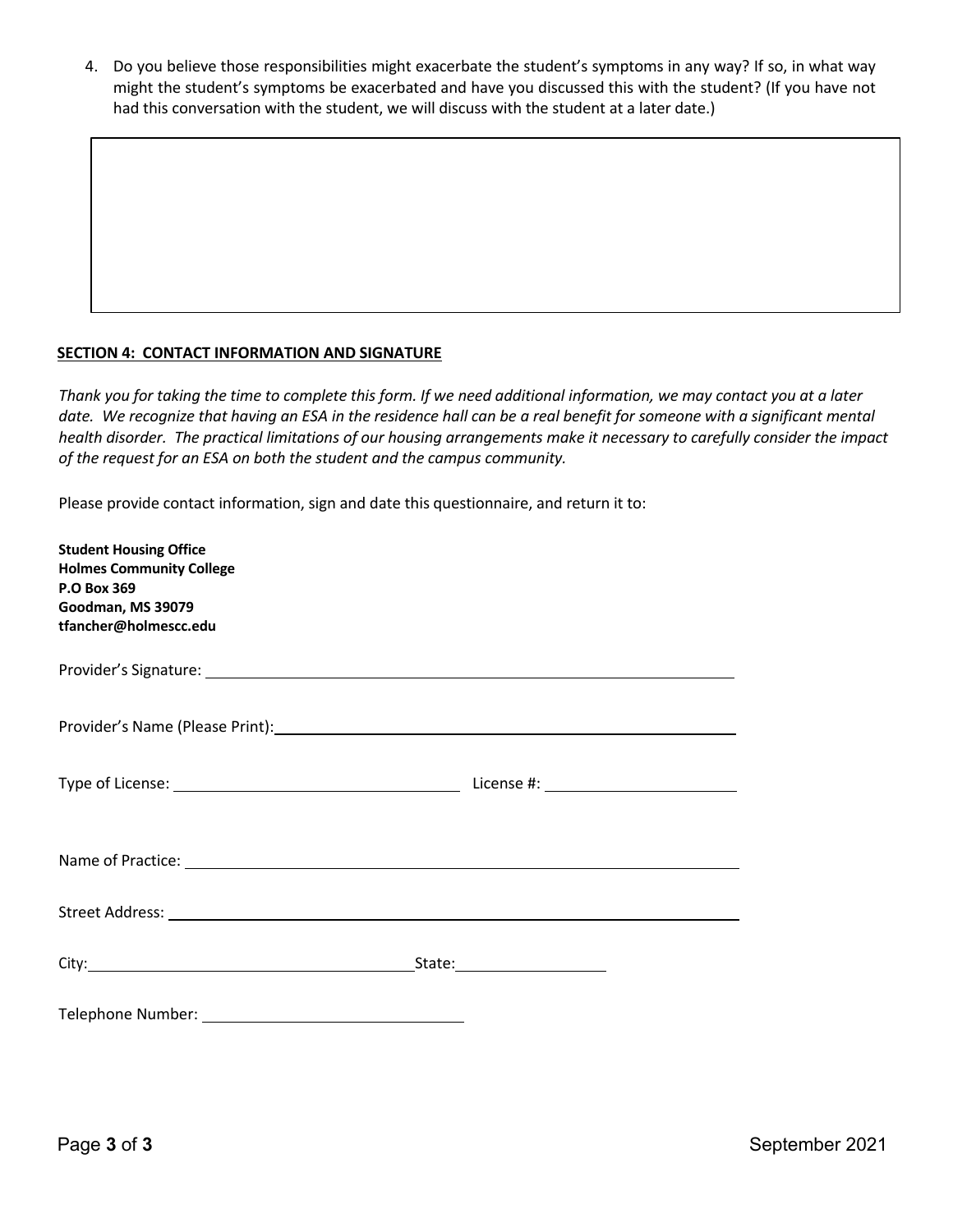4. Do you believe those responsibilities might exacerbate the student's symptoms in any way? If so, in what way might the student's symptoms be exacerbated and have you discussed this with the student? (If you have not had this conversation with the student, we will discuss with the student at a later date.)

## SECTION 4: CONTACT INFORMATION AND SIGNATURE

*Thank you for taking the time to complete this form. If we need additional information, we may contact you at a later date. We recognize that having an ESA in the residence hall can be a real benefit for someone with a significant mental health disorder. The practical limitations of our housing arrangements make it necessary to carefully consider the impact of the request for an ESA on both the student and the campus community.*

Please provide contact information, sign and date this questionnaire, and return it to:

**Student Housing Office**
**Holmes Community College**
**P.O Box 369**
**Goodman, MS 39079**
**tfancher@holmescc.edu**

Provider's Signature: ______________________________

Provider's Name (Please Print): ______________________________

Type of License: ______________________ License #: ______________________

Name of Practice: ______________________________

Street Address: ______________________________

City: ______________________ State: ______________

Telephone Number: ______________________